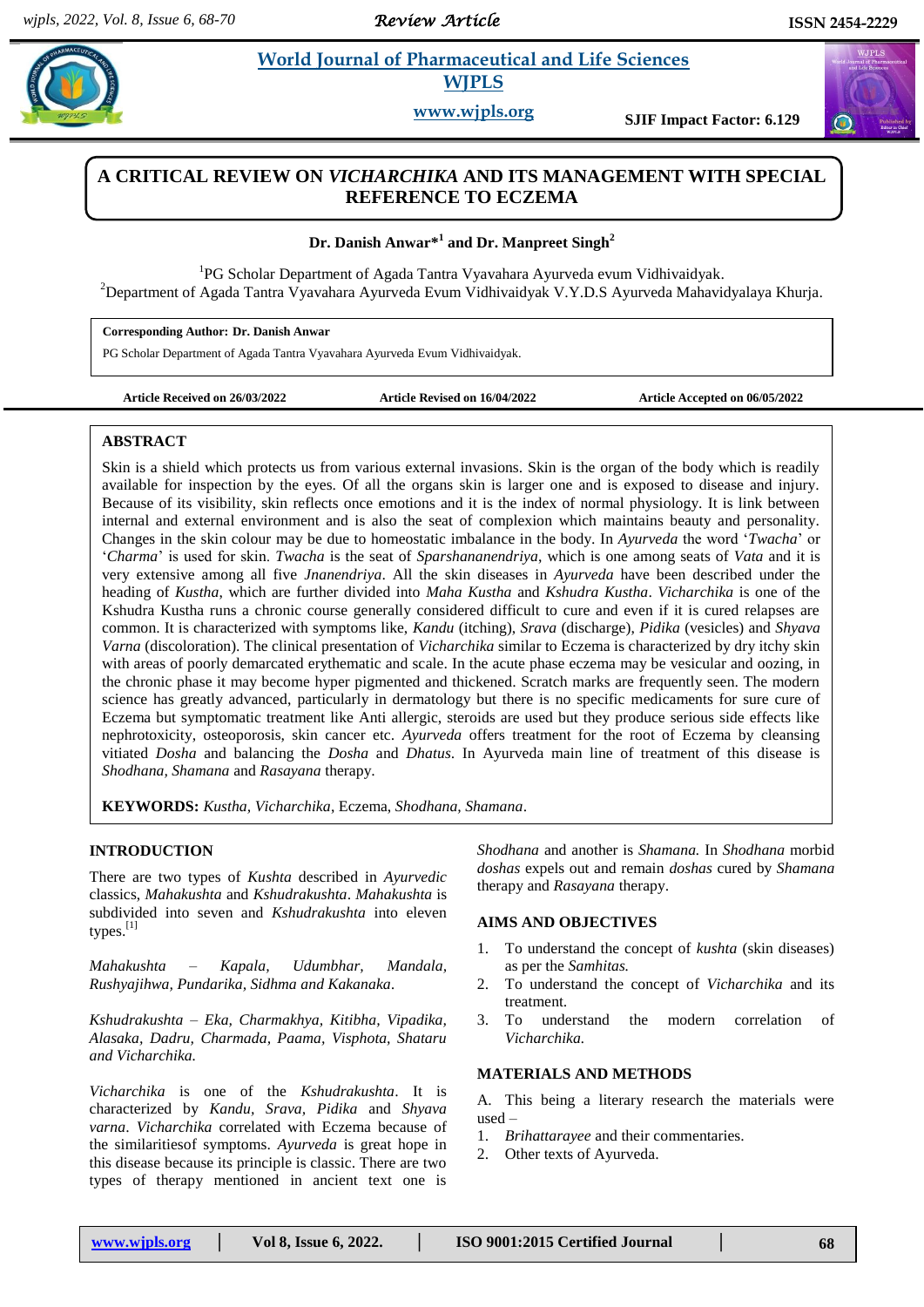# A CRITICAL REVIEW ON *VICHARCHIKA* AND ITS MANAGEMENT WITH SPECIAL REFERENCE TO ECZEMA

**Dr. Danish Anwar*[1] and Dr. Manpreet Singh[2]**

[1]PG Scholar Department of Agada Tantra Vyavahara Ayurveda evum Vidhivaidyak.
[2]Department of Agada Tantra Vyavahara Ayurveda Evum Vidhivaidyak V.Y.D.S Ayurveda Mahavidyalaya Khurja.

**Corresponding Author: Dr. Danish Anwar**
PG Scholar Department of Agada Tantra Vyavahara Ayurveda Evum Vidhivaidyak.

**Article Received on 26/03/2022** **Article Revised on 16/04/2022** **Article Accepted on 06/05/2022**

## ABSTRACT

Skin is a shield which protects us from various external invasions. Skin is the organ of the body which is readily available for inspection by the eyes. Of all the organs skin is larger one and is exposed to disease and injury. Because of its visibility, skin reflects once emotions and it is the index of normal physiology. It is link between internal and external environment and is also the seat of complexion which maintains beauty and personality. Changes in the skin colour may be due to homeostatic imbalance in the body. In *Ayurveda* the word '*Twacha*' or '*Charma*' is used for skin. *Twacha* is the seat of *Sparshananendriya*, which is one among seats of *Vata* and it is very extensive among all five *Jnanendriya*. All the skin diseases in *Ayurveda* have been described under the heading of *Kustha*, which are further divided into *Maha Kustha* and *Kshudra Kustha*. *Vicharchika* is one of the Kshudra Kustha runs a chronic course generally considered difficult to cure and even if it is cured relapses are common. It is characterized with symptoms like, *Kandu* (itching), *Srava* (discharge), *Pidika* (vesicles) and *Shyava Varna* (discoloration). The clinical presentation of *Vicharchika* similar to Eczema is characterized by dry itchy skin with areas of poorly demarcated erythematic and scale. In the acute phase eczema may be vesicular and oozing, in the chronic phase it may become hyper pigmented and thickened. Scratch marks are frequently seen. The modern science has greatly advanced, particularly in dermatology but there is no specific medicaments for sure cure of Eczema but symptomatic treatment like Anti allergic, steroids are used but they produce serious side effects like nephrotoxicity, osteoporosis, skin cancer etc. *Ayurveda* offers treatment for the root of Eczema by cleansing vitiated *Dosha* and balancing the *Dosha* and *Dhatus*. In Ayurveda main line of treatment of this disease is *Shodhana, Shamana* and *Rasayana* therapy.

**KEYWORDS:** *Kustha*, *Vicharchika*, Eczema, *Shodhana*, *Shamana*.

## INTRODUCTION

There are two types of *Kushta* described in *Ayurvedic* classics, *Mahakushta* and *Kshudrakushta*. *Mahakushta* is subdivided into seven and *Kshudrakushta* into eleven types.[1]

*Mahakushta – Kapala, Udumbhar, Mandala, Rushyajihwa, Pundarika, Sidhma and Kakanaka*.

*Kshudrakushta – Eka, Charmakhya, Kitibha, Vipadika, Alasaka, Dadru, Charmada, Paama, Visphota, Shataru and Vicharchika.*

*Vicharchika* is one of the *Kshudrakushta*. It is characterized by *Kandu, Srava, Pidika* and *Shyava varna*. *Vicharchika* correlated with Eczema because of the similaritiesof symptoms. *Ayurveda* is great hope in this disease because its principle is classic. There are two types of therapy mentioned in ancient text one is *Shodhana* and another is *Shamana.* In *Shodhana* morbid *doshas* expels out and remain *doshas* cured by *Shamana* therapy and *Rasayana* therapy.

## AIMS AND OBJECTIVES

1. To understand the concept of *kushta* (skin diseases) as per the *Samhitas.*
2. To understand the concept of *Vicharchika* and its treatment.
3. To understand the modern correlation of *Vicharchika.*

## MATERIALS AND METHODS

A. This being a literary research the materials were used –

1. *Brihattarayee* and their commentaries.
2. Other texts of Ayurveda.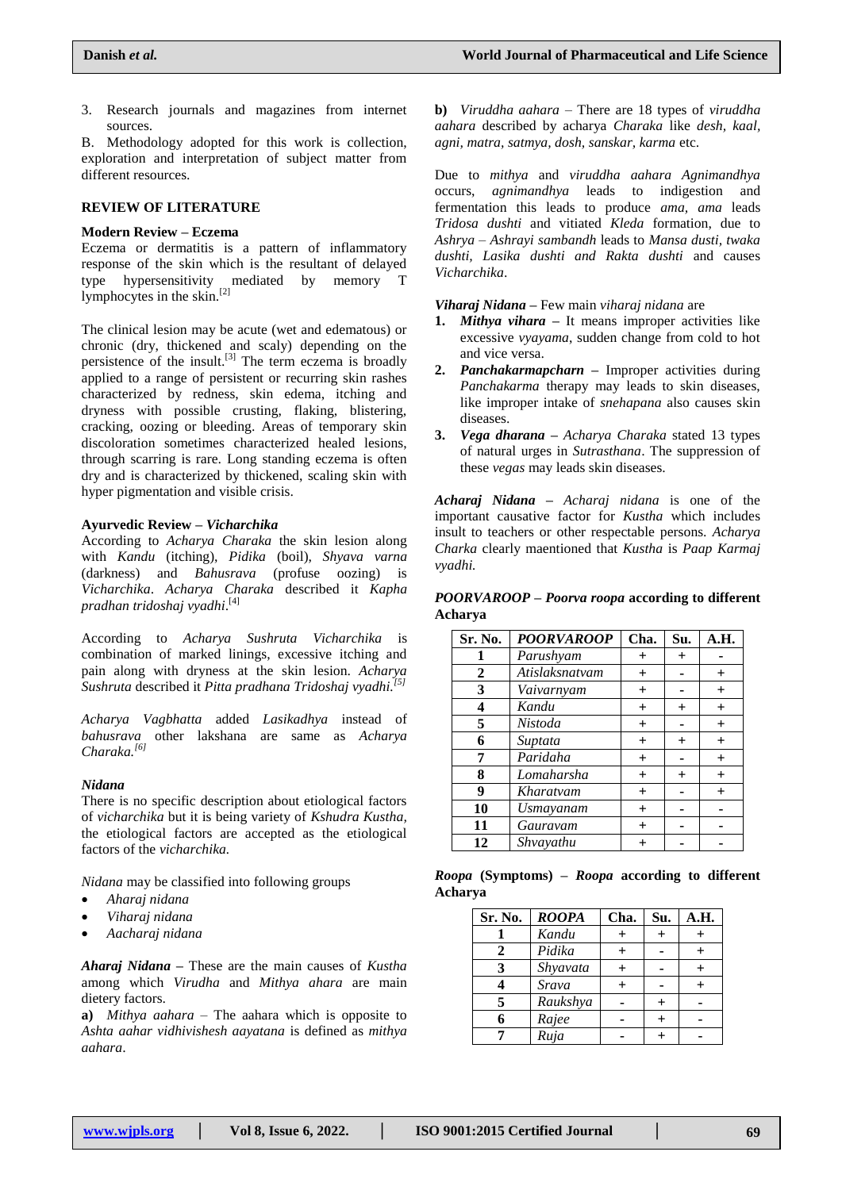3. Research journals and magazines from internet sources.

B. Methodology adopted for this work is collection, exploration and interpretation of subject matter from different resources.

## REVIEW OF LITERATURE

### Modern Review – Eczema

Eczema or dermatitis is a pattern of inflammatory response of the skin which is the resultant of delayed type hypersensitivity mediated by memory T lymphocytes in the skin.[2]

The clinical lesion may be acute (wet and edematous) or chronic (dry, thickened and scaly) depending on the persistence of the insult.[3] The term eczema is broadly applied to a range of persistent or recurring skin rashes characterized by redness, skin edema, itching and dryness with possible crusting, flaking, blistering, cracking, oozing or bleeding. Areas of temporary skin discoloration sometimes characterized healed lesions, through scarring is rare. Long standing eczema is often dry and is characterized by thickened, scaling skin with hyper pigmentation and visible crisis.

### Ayurvedic Review – *Vicharchika*

According to *Acharya Charaka* the skin lesion along with *Kandu* (itching), *Pidika* (boil), *Shyava varna* (darkness) and *Bahusrava* (profuse oozing) is *Vicharchika*. *Acharya Charaka* described it *Kapha pradhan tridoshaj vyadhi*.[4]

According to *Acharya Sushruta Vicharchika* is combination of marked linings, excessive itching and pain along with dryness at the skin lesion. *Acharya Sushruta* described it *Pitta pradhana Tridoshaj vyadhi*.[5]

*Acharya Vagbhatta* added *Lasikadhya* instead of *bahusrava* other lakshana are same as *Acharya Charaka.*[6]

### *Nidana*

There is no specific description about etiological factors of *vicharchika* but it is being variety of *Kshudra Kustha*, the etiological factors are accepted as the etiological factors of the *vicharchika.*

*Nidana* may be classified into following groups

- *Aharaj nidana*
- *Viharaj nidana*
- *Aacharaj nidana*

***Aharaj Nidana*** **–** These are the main causes of *Kustha* among which *Virudha* and *Mithya ahara* are main dietery factors.

**a)** *Mithya aahara* – The aahara which is opposite to *Ashta aahar vidhivishesh aayatana* is defined as *mithya aahara*.

**b)** *Viruddha aahara* – There are 18 types of *viruddha aahara* described by acharya *Charaka* like *desh, kaal, agni, matra, satmya, dosh, sanskar, karma* etc.

Due to *mithya* and *viruddha aahara Agnimandhya* occurs, *agnimandhya* leads to indigestion and fermentation this leads to produce *ama, ama* leads *Tridosa dushti* and vitiated *Kleda* formation, due to *Ashrya – Ashrayi sambandh* leads to *Mansa dusti, twaka dushti, Lasika dushti and Rakta dushti* and causes *Vicharchika*.

***Viharaj Nidana*** **–** Few main *viharaj nidana* are

1. ***Mithya vihara*** **–** It means improper activities like excessive *vyayama*, sudden change from cold to hot and vice versa.
2. ***Panchakarmapcharn*** **–** Improper activities during *Panchakarma* therapy may leads to skin diseases, like improper intake of *snehapana* also causes skin diseases.
3. ***Vega dharana*** **–** *Acharya Charaka* stated 13 types of natural urges in *Sutrasthana*. The suppression of these *vegas* may leads skin diseases.

***Acharaj Nidana*** **–** *Acharaj nidana* is one of the important causative factor for *Kustha* which includes insult to teachers or other respectable persons. *Acharya Charka* clearly maentioned that *Kustha* is *Paap Karmaj vyadhi.*

***POORVAROOP*** **–** ***Poorva roopa*** **according to different Acharya**

| Sr. No. | *POORVAROOP* | Cha. | Su. | A.H. |
|---|---|---|---|---|
| 1 | *Parushyam* | + | + | - |
| 2 | *Atislaksnatvam* | + | - | + |
| 3 | *Vaivarnyam* | + | - | + |
| 4 | *Kandu* | + | + | + |
| 5 | *Nistoda* | + | - | + |
| 6 | *Suptata* | + | + | + |
| 7 | *Paridaha* | + | - | + |
| 8 | *Lomaharsha* | + | + | + |
| 9 | *Kharatvam* | + | - | + |
| 10 | *Usmayanam* | + | - | - |
| 11 | *Gauravam* | + | - | - |
| 12 | *Shvayathu* | + | - | - |

***Roopa*** **(Symptoms) –** ***Roopa*** **according to different Acharya**

| Sr. No. | *ROOPA* | Cha. | Su. | A.H. |
|---|---|---|---|---|
| 1 | *Kandu* | + | + | + |
| 2 | *Pidika* | + | - | + |
| 3 | *Shyavata* | + | - | + |
| 4 | *Srava* | + | - | + |
| 5 | *Raukshya* | - | + | - |
| 6 | *Rajee* | - | + | - |
| 7 | *Ruja* | - | + | - |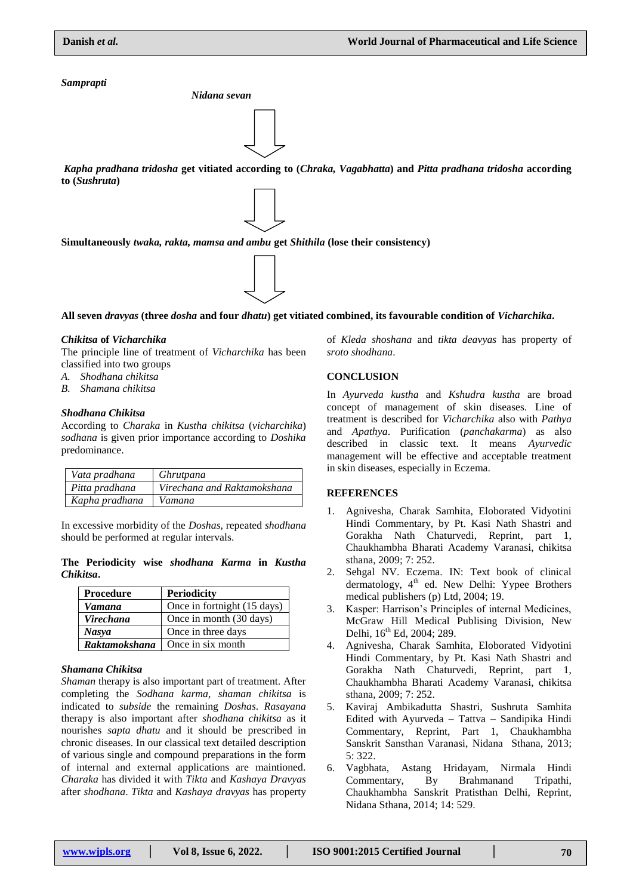***Samprapti***

***Nidana sevan***

↓

***Kapha pradhana tridosha* get vitiated according to (*Chraka, Vagabhatta*) and *Pitta pradhana tridosha* according to (*Sushruta*)**

↓

**Simultaneously *twaka, rakta, mamsa and ambu* get *Shithila* (lose their consistency)**

↓

**All seven *dravyas* (three *dosha* and four *dhatu*) get vitiated combined, its favourable condition of *Vicharchika*.**

### *Chikitsa* of *Vicharchika*

The principle line of treatment of *Vicharchika* has been classified into two groups

A. *Shodhana chikitsa*
B. *Shamana chikitsa*

### *Shodhana Chikitsa*

According to *Charaka* in *Kustha chikitsa* (*vicharchika*) *sodhana* is given prior importance according to *Doshika* predominance.

| | |
|---|---|
| *Vata pradhana* | *Ghrutpana* |
| *Pitta pradhana* | *Virechana and Raktamokshana* |
| *Kapha pradhana* | *Vamana* |

In excessive morbidity of the *Doshas*, repeated *shodhana* should be performed at regular intervals.

**The Periodicity wise *shodhana Karma* in *Kustha Chikitsa*.**

| **Procedure** | **Periodicity** |
|---|---|
| ***Vamana*** | Once in fortnight (15 days) |
| ***Virechana*** | Once in month (30 days) |
| ***Nasya*** | Once in three days |
| ***Raktamokshana*** | Once in six month |

### *Shamana Chikitsa*

*Shaman* therapy is also important part of treatment. After completing the *Sodhana karma, shaman chikitsa* is indicated to *subside* the remaining *Doshas*. *Rasayana* therapy is also important after *shodhana chikitsa* as it nourishes *sapta dhatu* and it should be prescribed in chronic diseases. In our classical text detailed description of various single and compound preparations in the form of internal and external applications are maintioned. *Charaka* has divided it with *Tikta* and *Kashaya Dravyas* after *shodhana*. *Tikta* and *Kashaya dravyas* has property of *Kleda shoshana* and *tikta deavyas* has property of *sroto shodhana*.

## CONCLUSION

In *Ayurveda kustha* and *Kshudra kustha* are broad concept of management of skin diseases. Line of treatment is described for *Vicharchika* also with *Pathya* and *Apathya*. Purification (*panchakarma*) as also described in classic text. It means *Ayurvedic* management will be effective and acceptable treatment in skin diseases, especially in Eczema.

## REFERENCES

1. Agnivesha, Charak Samhita, Eloborated Vidyotini Hindi Commentary, by Pt. Kasi Nath Shastri and Gorakha Nath Chaturvedi, Reprint, part 1, Chaukhambha Bharati Academy Varanasi, chikitsa sthana, 2009; 7: 252.
2. Sehgal NV. Eczema. IN: Text book of clinical dermatology, 4th ed. New Delhi: Yypee Brothers medical publishers (p) Ltd, 2004; 19.
3. Kasper: Harrison's Principles of internal Medicines, McGraw Hill Medical Publising Division, New Delhi, 16th Ed, 2004; 289.
4. Agnivesha, Charak Samhita, Eloborated Vidyotini Hindi Commentary, by Pt. Kasi Nath Shastri and Gorakha Nath Chaturvedi, Reprint, part 1, Chaukhambha Bharati Academy Varanasi, chikitsa sthana, 2009; 7: 252.
5. Kaviraj Ambikadutta Shastri, Sushruta Samhita Edited with Ayurveda – Tattva – Sandipika Hindi Commentary, Reprint, Part 1, Chaukhambha Sanskrit Sansthan Varanasi, Nidana Sthana, 2013; 5: 322.
6. Vagbhata, Astang Hridayam, Nirmala Hindi Commentary, By Brahmanand Tripathi, Chaukhambha Sanskrit Pratisthan Delhi, Reprint, Nidana Sthana, 2014; 14: 529.